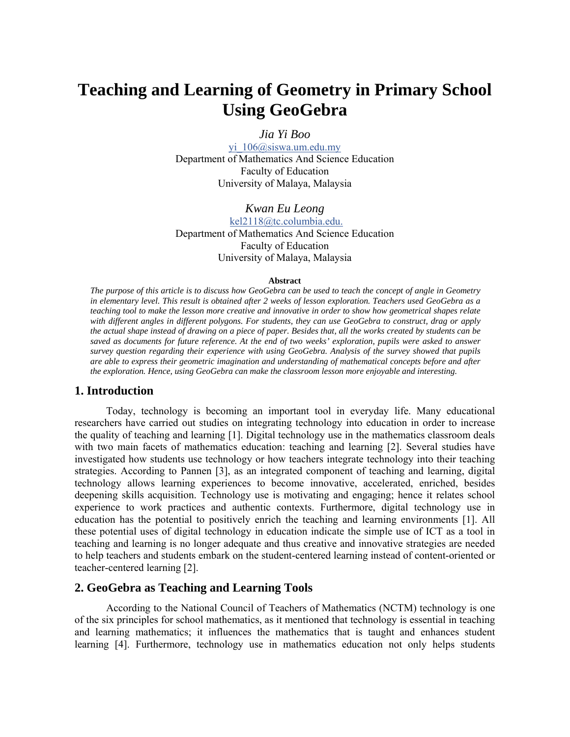# Teaching and Learning of Geometry in Primary School Using GeoGebra

*Jia Yi Boo*
yi_106@siswa.um.edu.my
Department of Mathematics And Science Education
Faculty of Education
University of Malaya, Malaysia

*Kwan Eu Leong*
kel2118@tc.columbia.edu.
Department of Mathematics And Science Education
Faculty of Education
University of Malaya, Malaysia

**Abstract**

*The purpose of this article is to discuss how GeoGebra can be used to teach the concept of angle in Geometry in elementary level. This result is obtained after 2 weeks of lesson exploration. Teachers used GeoGebra as a teaching tool to make the lesson more creative and innovative in order to show how geometrical shapes relate with different angles in different polygons. For students, they can use GeoGebra to construct, drag or apply the actual shape instead of drawing on a piece of paper. Besides that, all the works created by students can be saved as documents for future reference. At the end of two weeks' exploration, pupils were asked to answer survey question regarding their experience with using GeoGebra. Analysis of the survey showed that pupils are able to express their geometric imagination and understanding of mathematical concepts before and after the exploration. Hence, using GeoGebra can make the classroom lesson more enjoyable and interesting.*

## 1. Introduction

Today, technology is becoming an important tool in everyday life. Many educational researchers have carried out studies on integrating technology into education in order to increase the quality of teaching and learning [1]. Digital technology use in the mathematics classroom deals with two main facets of mathematics education: teaching and learning [2]. Several studies have investigated how students use technology or how teachers integrate technology into their teaching strategies. According to Pannen [3], as an integrated component of teaching and learning, digital technology allows learning experiences to become innovative, accelerated, enriched, besides deepening skills acquisition. Technology use is motivating and engaging; hence it relates school experience to work practices and authentic contexts. Furthermore, digital technology use in education has the potential to positively enrich the teaching and learning environments [1]. All these potential uses of digital technology in education indicate the simple use of ICT as a tool in teaching and learning is no longer adequate and thus creative and innovative strategies are needed to help teachers and students embark on the student-centered learning instead of content-oriented or teacher-centered learning [2].

## 2. GeoGebra as Teaching and Learning Tools

According to the National Council of Teachers of Mathematics (NCTM) technology is one of the six principles for school mathematics, as it mentioned that technology is essential in teaching and learning mathematics; it influences the mathematics that is taught and enhances student learning [4]. Furthermore, technology use in mathematics education not only helps students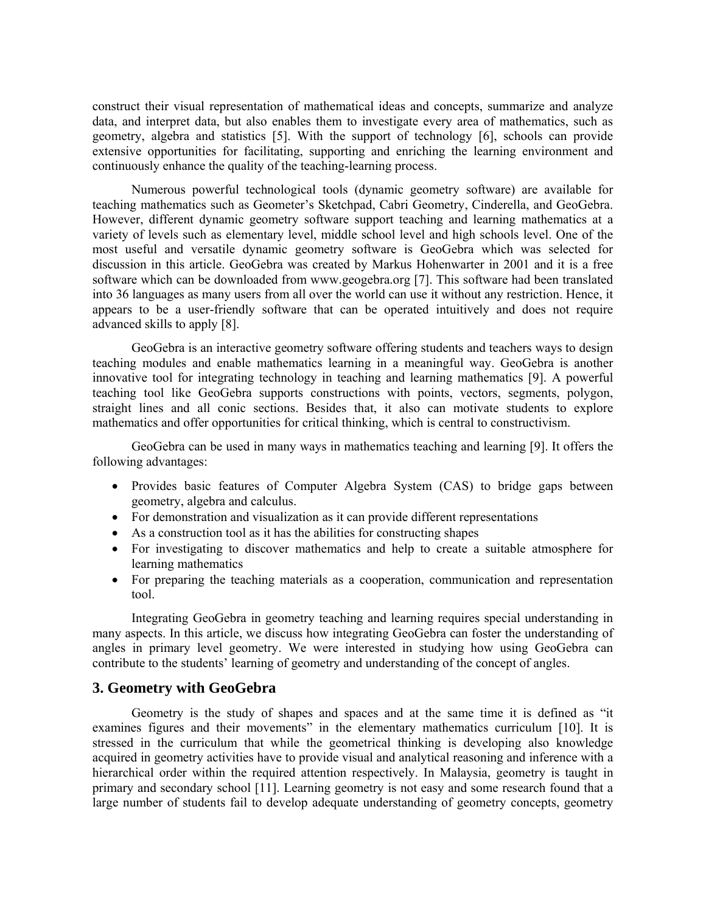construct their visual representation of mathematical ideas and concepts, summarize and analyze data, and interpret data, but also enables them to investigate every area of mathematics, such as geometry, algebra and statistics [5]. With the support of technology [6], schools can provide extensive opportunities for facilitating, supporting and enriching the learning environment and continuously enhance the quality of the teaching-learning process.

Numerous powerful technological tools (dynamic geometry software) are available for teaching mathematics such as Geometer's Sketchpad, Cabri Geometry, Cinderella, and GeoGebra. However, different dynamic geometry software support teaching and learning mathematics at a variety of levels such as elementary level, middle school level and high schools level. One of the most useful and versatile dynamic geometry software is GeoGebra which was selected for discussion in this article. GeoGebra was created by Markus Hohenwarter in 2001 and it is a free software which can be downloaded from www.geogebra.org [7]. This software had been translated into 36 languages as many users from all over the world can use it without any restriction. Hence, it appears to be a user-friendly software that can be operated intuitively and does not require advanced skills to apply [8].

GeoGebra is an interactive geometry software offering students and teachers ways to design teaching modules and enable mathematics learning in a meaningful way. GeoGebra is another innovative tool for integrating technology in teaching and learning mathematics [9]. A powerful teaching tool like GeoGebra supports constructions with points, vectors, segments, polygon, straight lines and all conic sections. Besides that, it also can motivate students to explore mathematics and offer opportunities for critical thinking, which is central to constructivism.

GeoGebra can be used in many ways in mathematics teaching and learning [9]. It offers the following advantages:

- Provides basic features of Computer Algebra System (CAS) to bridge gaps between geometry, algebra and calculus.
- For demonstration and visualization as it can provide different representations
- As a construction tool as it has the abilities for constructing shapes
- For investigating to discover mathematics and help to create a suitable atmosphere for learning mathematics
- For preparing the teaching materials as a cooperation, communication and representation tool.

Integrating GeoGebra in geometry teaching and learning requires special understanding in many aspects. In this article, we discuss how integrating GeoGebra can foster the understanding of angles in primary level geometry. We were interested in studying how using GeoGebra can contribute to the students' learning of geometry and understanding of the concept of angles.

## 3. Geometry with GeoGebra

Geometry is the study of shapes and spaces and at the same time it is defined as "it examines figures and their movements" in the elementary mathematics curriculum [10]. It is stressed in the curriculum that while the geometrical thinking is developing also knowledge acquired in geometry activities have to provide visual and analytical reasoning and inference with a hierarchical order within the required attention respectively. In Malaysia, geometry is taught in primary and secondary school [11]. Learning geometry is not easy and some research found that a large number of students fail to develop adequate understanding of geometry concepts, geometry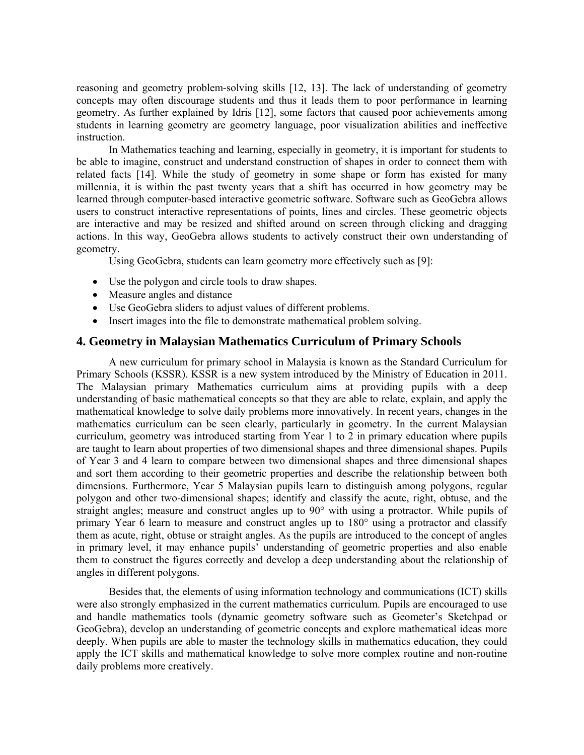reasoning and geometry problem-solving skills [12, 13]. The lack of understanding of geometry concepts may often discourage students and thus it leads them to poor performance in learning geometry. As further explained by Idris [12], some factors that caused poor achievements among students in learning geometry are geometry language, poor visualization abilities and ineffective instruction.

In Mathematics teaching and learning, especially in geometry, it is important for students to be able to imagine, construct and understand construction of shapes in order to connect them with related facts [14]. While the study of geometry in some shape or form has existed for many millennia, it is within the past twenty years that a shift has occurred in how geometry may be learned through computer-based interactive geometric software. Software such as GeoGebra allows users to construct interactive representations of points, lines and circles. These geometric objects are interactive and may be resized and shifted around on screen through clicking and dragging actions. In this way, GeoGebra allows students to actively construct their own understanding of geometry.

Using GeoGebra, students can learn geometry more effectively such as [9]:

- Use the polygon and circle tools to draw shapes.
- Measure angles and distance
- Use GeoGebra sliders to adjust values of different problems.
- Insert images into the file to demonstrate mathematical problem solving.

## 4. Geometry in Malaysian Mathematics Curriculum of Primary Schools

A new curriculum for primary school in Malaysia is known as the Standard Curriculum for Primary Schools (KSSR). KSSR is a new system introduced by the Ministry of Education in 2011. The Malaysian primary Mathematics curriculum aims at providing pupils with a deep understanding of basic mathematical concepts so that they are able to relate, explain, and apply the mathematical knowledge to solve daily problems more innovatively. In recent years, changes in the mathematics curriculum can be seen clearly, particularly in geometry. In the current Malaysian curriculum, geometry was introduced starting from Year 1 to 2 in primary education where pupils are taught to learn about properties of two dimensional shapes and three dimensional shapes. Pupils of Year 3 and 4 learn to compare between two dimensional shapes and three dimensional shapes and sort them according to their geometric properties and describe the relationship between both dimensions. Furthermore, Year 5 Malaysian pupils learn to distinguish among polygons, regular polygon and other two-dimensional shapes; identify and classify the acute, right, obtuse, and the straight angles; measure and construct angles up to 90° with using a protractor. While pupils of primary Year 6 learn to measure and construct angles up to 180° using a protractor and classify them as acute, right, obtuse or straight angles. As the pupils are introduced to the concept of angles in primary level, it may enhance pupils' understanding of geometric properties and also enable them to construct the figures correctly and develop a deep understanding about the relationship of angles in different polygons.

Besides that, the elements of using information technology and communications (ICT) skills were also strongly emphasized in the current mathematics curriculum. Pupils are encouraged to use and handle mathematics tools (dynamic geometry software such as Geometer's Sketchpad or GeoGebra), develop an understanding of geometric concepts and explore mathematical ideas more deeply. When pupils are able to master the technology skills in mathematics education, they could apply the ICT skills and mathematical knowledge to solve more complex routine and non-routine daily problems more creatively.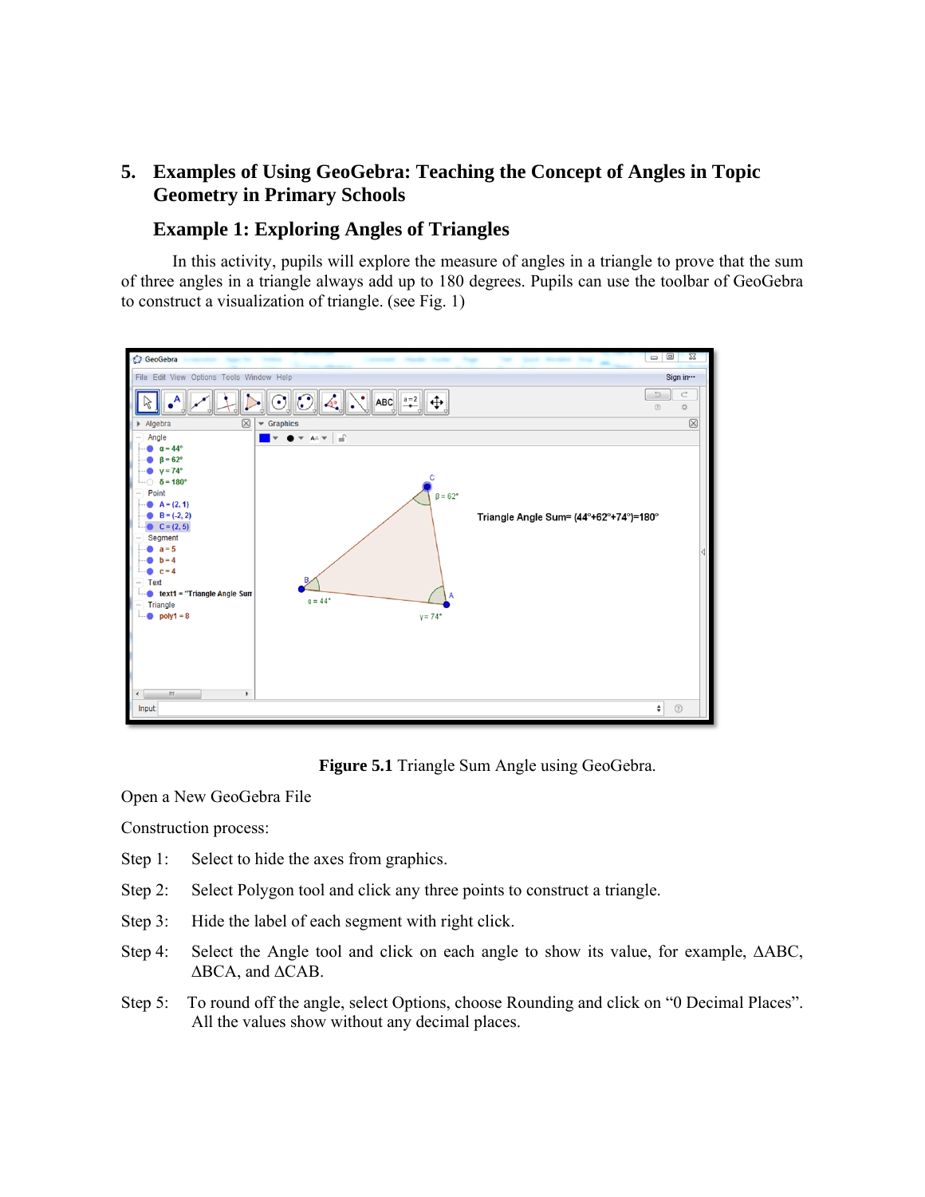## 5. Examples of Using GeoGebra: Teaching the Concept of Angles in Topic Geometry in Primary Schools

### Example 1: Exploring Angles of Triangles

In this activity, pupils will explore the measure of angles in a triangle to prove that the sum of three angles in a triangle always add up to 180 degrees. Pupils can use the toolbar of GeoGebra to construct a visualization of triangle. (see Fig. 1)

**Figure 5.1** Triangle Sum Angle using GeoGebra.

Open a New GeoGebra File

Construction process:

Step 1: Select to hide the axes from graphics.

Step 2: Select Polygon tool and click any three points to construct a triangle.

Step 3: Hide the label of each segment with right click.

Step 4: Select the Angle tool and click on each angle to show its value, for example, ∆ABC, ∆BCA, and ∆CAB.

Step 5: To round off the angle, select Options, choose Rounding and click on "0 Decimal Places". All the values show without any decimal places.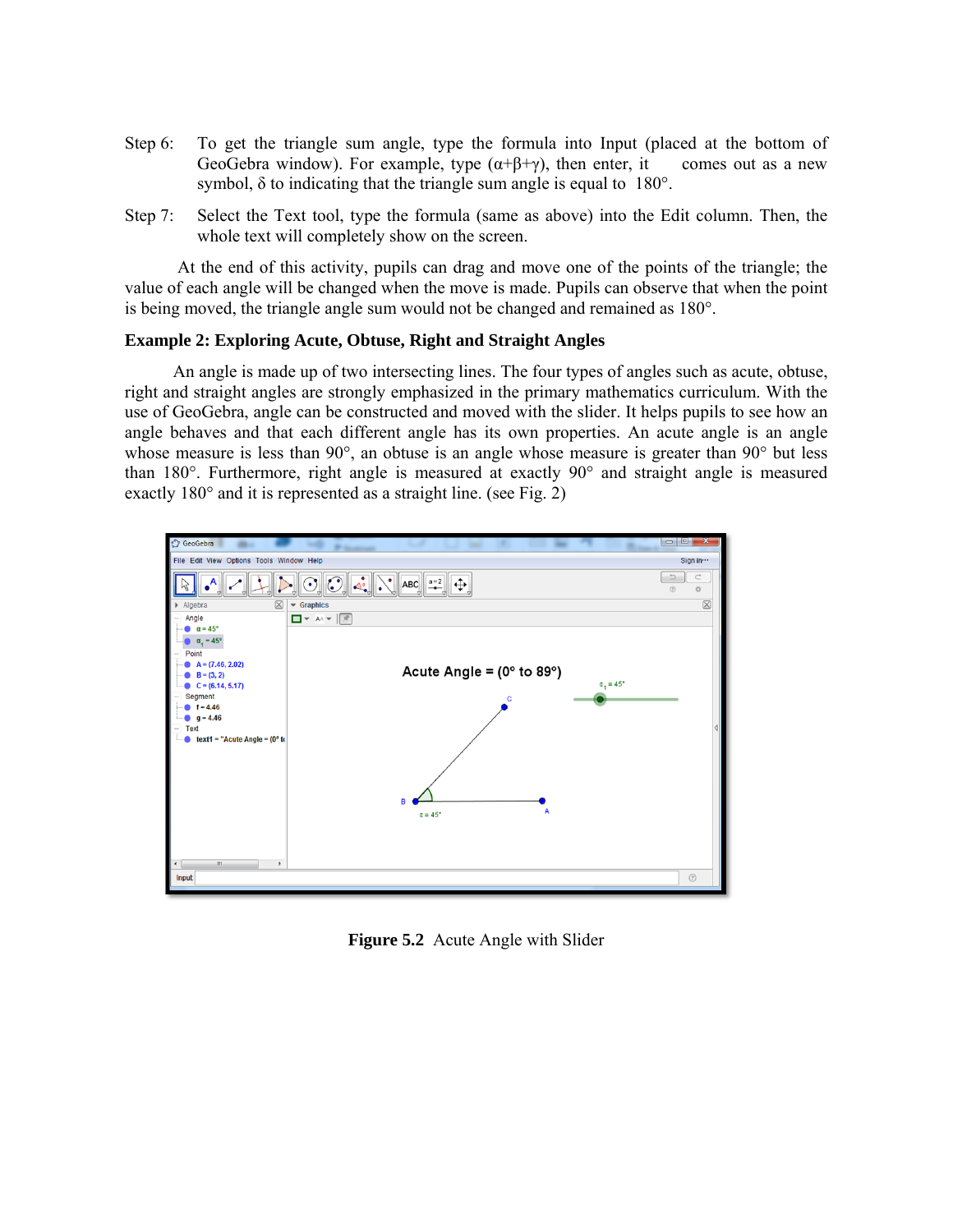Step 6: To get the triangle sum angle, type the formula into Input (placed at the bottom of GeoGebra window). For example, type ($\alpha+\beta+\gamma$), then enter, it comes out as a new symbol, $\delta$ to indicating that the triangle sum angle is equal to 180°.

Step 7: Select the Text tool, type the formula (same as above) into the Edit column. Then, the whole text will completely show on the screen.

At the end of this activity, pupils can drag and move one of the points of the triangle; the value of each angle will be changed when the move is made. Pupils can observe that when the point is being moved, the triangle angle sum would not be changed and remained as 180°.

**Example 2: Exploring Acute, Obtuse, Right and Straight Angles**

An angle is made up of two intersecting lines. The four types of angles such as acute, obtuse, right and straight angles are strongly emphasized in the primary mathematics curriculum. With the use of GeoGebra, angle can be constructed and moved with the slider. It helps pupils to see how an angle behaves and that each different angle has its own properties. An acute angle is an angle whose measure is less than 90°, an obtuse is an angle whose measure is greater than 90° but less than 180°. Furthermore, right angle is measured at exactly 90° and straight angle is measured exactly 180° and it is represented as a straight line. (see Fig. 2)

**Figure 5.2** Acute Angle with Slider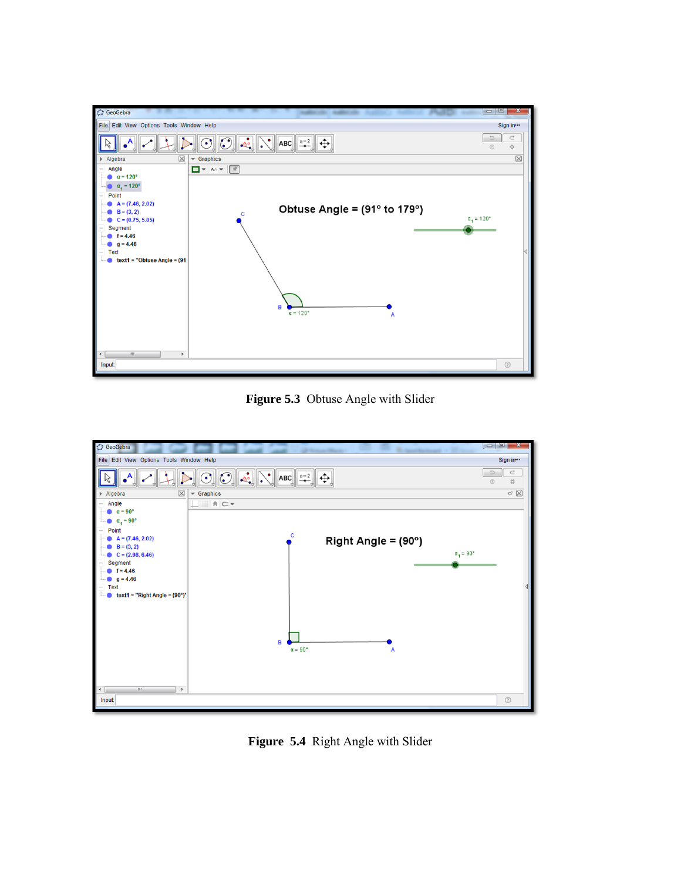**Figure 5.3** Obtuse Angle with Slider

**Figure 5.4** Right Angle with Slider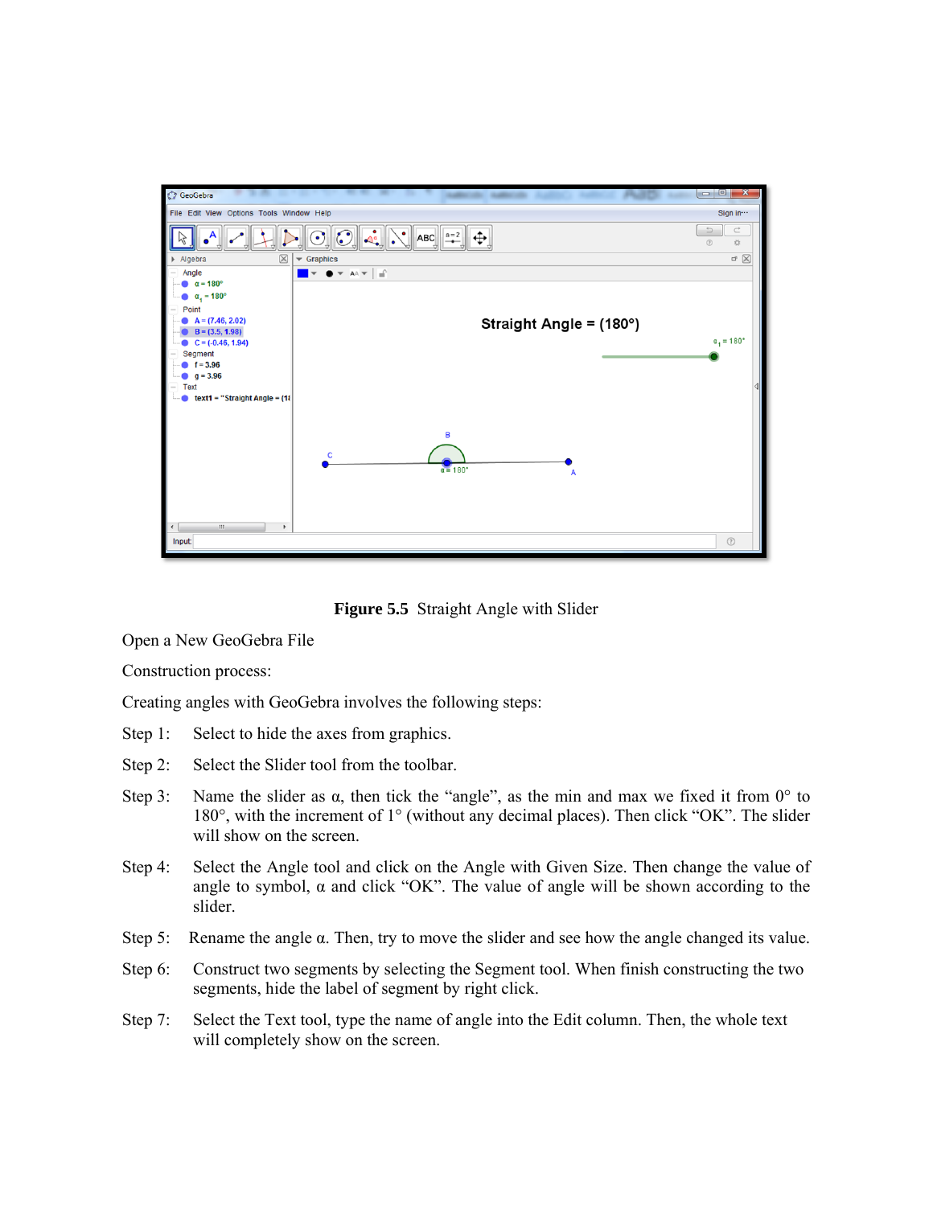**Figure 5.5** Straight Angle with Slider

Open a New GeoGebra File

Construction process:

Creating angles with GeoGebra involves the following steps:

Step 1: Select to hide the axes from graphics.

Step 2: Select the Slider tool from the toolbar.

Step 3: Name the slider as α, then tick the "angle", as the min and max we fixed it from 0° to 180°, with the increment of 1° (without any decimal places). Then click "OK". The slider will show on the screen.

Step 4: Select the Angle tool and click on the Angle with Given Size. Then change the value of angle to symbol, α and click "OK". The value of angle will be shown according to the slider.

Step 5: Rename the angle α. Then, try to move the slider and see how the angle changed its value.

Step 6: Construct two segments by selecting the Segment tool. When finish constructing the two segments, hide the label of segment by right click.

Step 7: Select the Text tool, type the name of angle into the Edit column. Then, the whole text will completely show on the screen.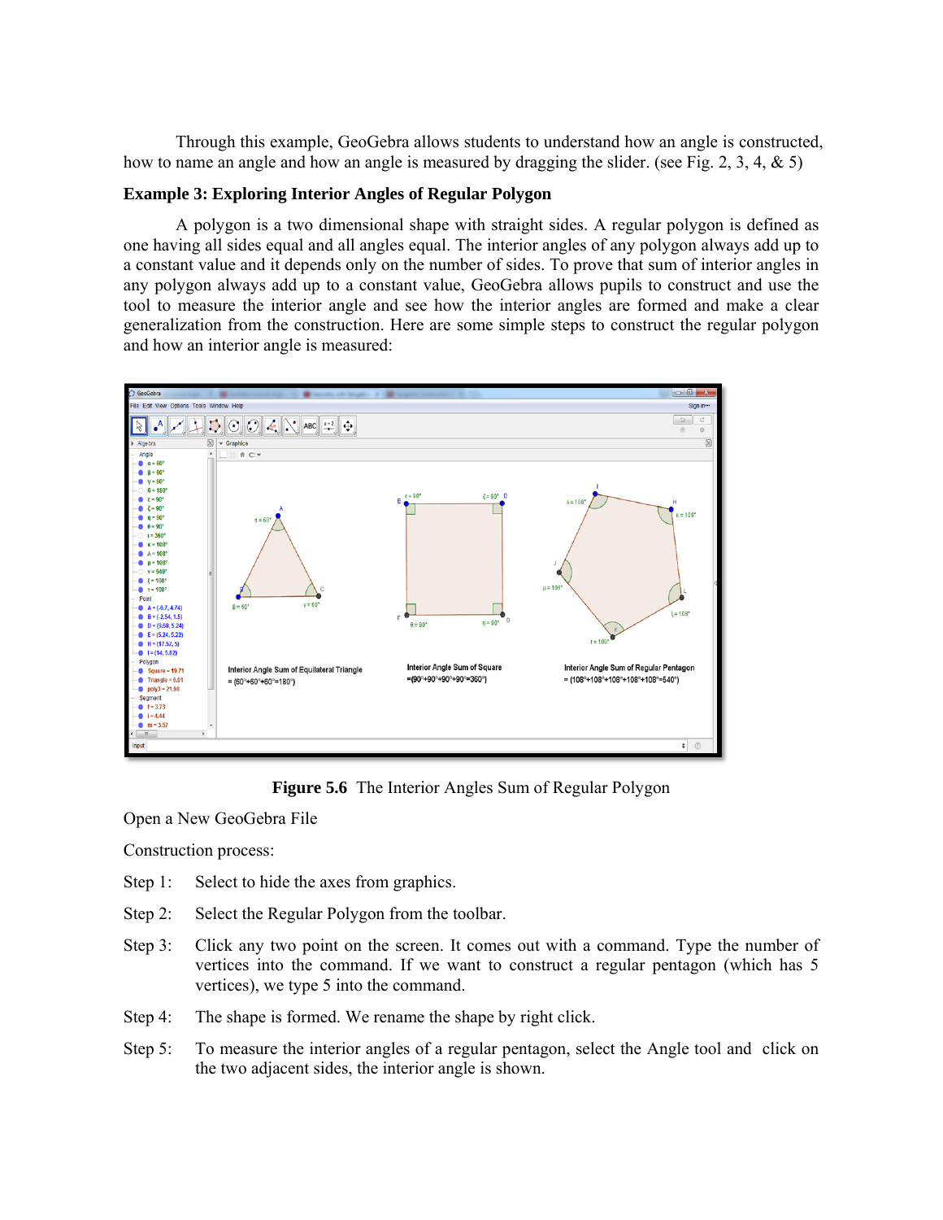Through this example, GeoGebra allows students to understand how an angle is constructed, how to name an angle and how an angle is measured by dragging the slider. (see Fig. 2, 3, 4, & 5)

**Example 3: Exploring Interior Angles of Regular Polygon**

A polygon is a two dimensional shape with straight sides. A regular polygon is defined as one having all sides equal and all angles equal. The interior angles of any polygon always add up to a constant value and it depends only on the number of sides. To prove that sum of interior angles in any polygon always add up to a constant value, GeoGebra allows pupils to construct and use the tool to measure the interior angle and see how the interior angles are formed and make a clear generalization from the construction. Here are some simple steps to construct the regular polygon and how an interior angle is measured:

**Figure 5.6** The Interior Angles Sum of Regular Polygon

Open a New GeoGebra File

Construction process:

Step 1: Select to hide the axes from graphics.

Step 2: Select the Regular Polygon from the toolbar.

Step 3: Click any two point on the screen. It comes out with a command. Type the number of vertices into the command. If we want to construct a regular pentagon (which has 5 vertices), we type 5 into the command.

Step 4: The shape is formed. We rename the shape by right click.

Step 5: To measure the interior angles of a regular pentagon, select the Angle tool and click on the two adjacent sides, the interior angle is shown.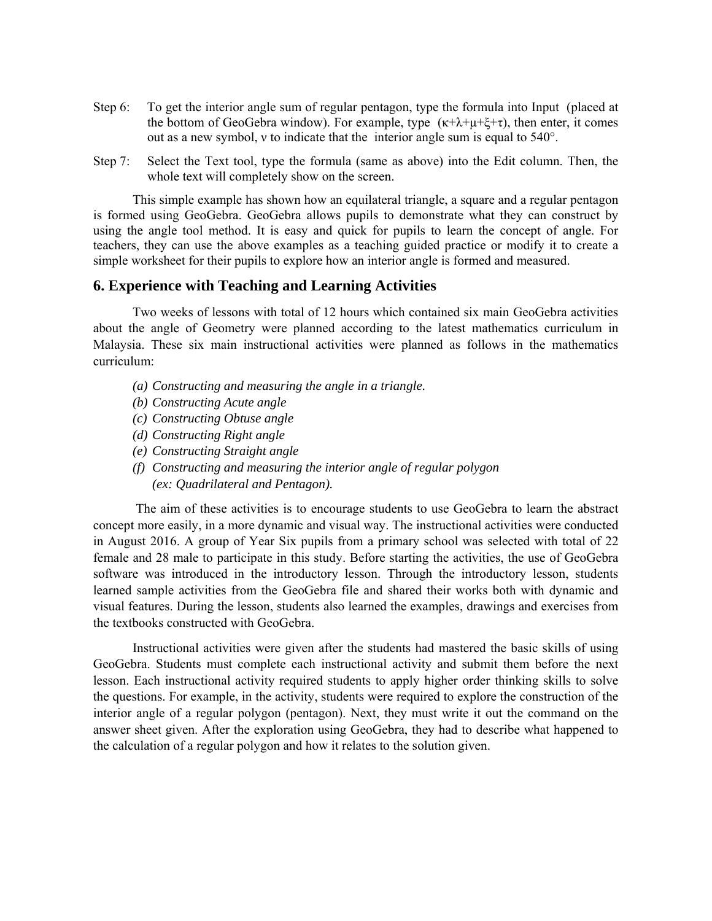Step 6: To get the interior angle sum of regular pentagon, type the formula into Input (placed at the bottom of GeoGebra window). For example, type ($\kappa+\lambda+\mu+\xi+\tau$), then enter, it comes out as a new symbol, $\nu$ to indicate that the interior angle sum is equal to 540°.

Step 7: Select the Text tool, type the formula (same as above) into the Edit column. Then, the whole text will completely show on the screen.

This simple example has shown how an equilateral triangle, a square and a regular pentagon is formed using GeoGebra. GeoGebra allows pupils to demonstrate what they can construct by using the angle tool method. It is easy and quick for pupils to learn the concept of angle. For teachers, they can use the above examples as a teaching guided practice or modify it to create a simple worksheet for their pupils to explore how an interior angle is formed and measured.

## 6. Experience with Teaching and Learning Activities

Two weeks of lessons with total of 12 hours which contained six main GeoGebra activities about the angle of Geometry were planned according to the latest mathematics curriculum in Malaysia. These six main instructional activities were planned as follows in the mathematics curriculum:

*(a) Constructing and measuring the angle in a triangle.*
*(b) Constructing Acute angle*
*(c) Constructing Obtuse angle*
*(d) Constructing Right angle*
*(e) Constructing Straight angle*
*(f) Constructing and measuring the interior angle of regular polygon (ex: Quadrilateral and Pentagon).*

The aim of these activities is to encourage students to use GeoGebra to learn the abstract concept more easily, in a more dynamic and visual way. The instructional activities were conducted in August 2016. A group of Year Six pupils from a primary school was selected with total of 22 female and 28 male to participate in this study. Before starting the activities, the use of GeoGebra software was introduced in the introductory lesson. Through the introductory lesson, students learned sample activities from the GeoGebra file and shared their works both with dynamic and visual features. During the lesson, students also learned the examples, drawings and exercises from the textbooks constructed with GeoGebra.

Instructional activities were given after the students had mastered the basic skills of using GeoGebra. Students must complete each instructional activity and submit them before the next lesson. Each instructional activity required students to apply higher order thinking skills to solve the questions. For example, in the activity, students were required to explore the construction of the interior angle of a regular polygon (pentagon). Next, they must write it out the command on the answer sheet given. After the exploration using GeoGebra, they had to describe what happened to the calculation of a regular polygon and how it relates to the solution given.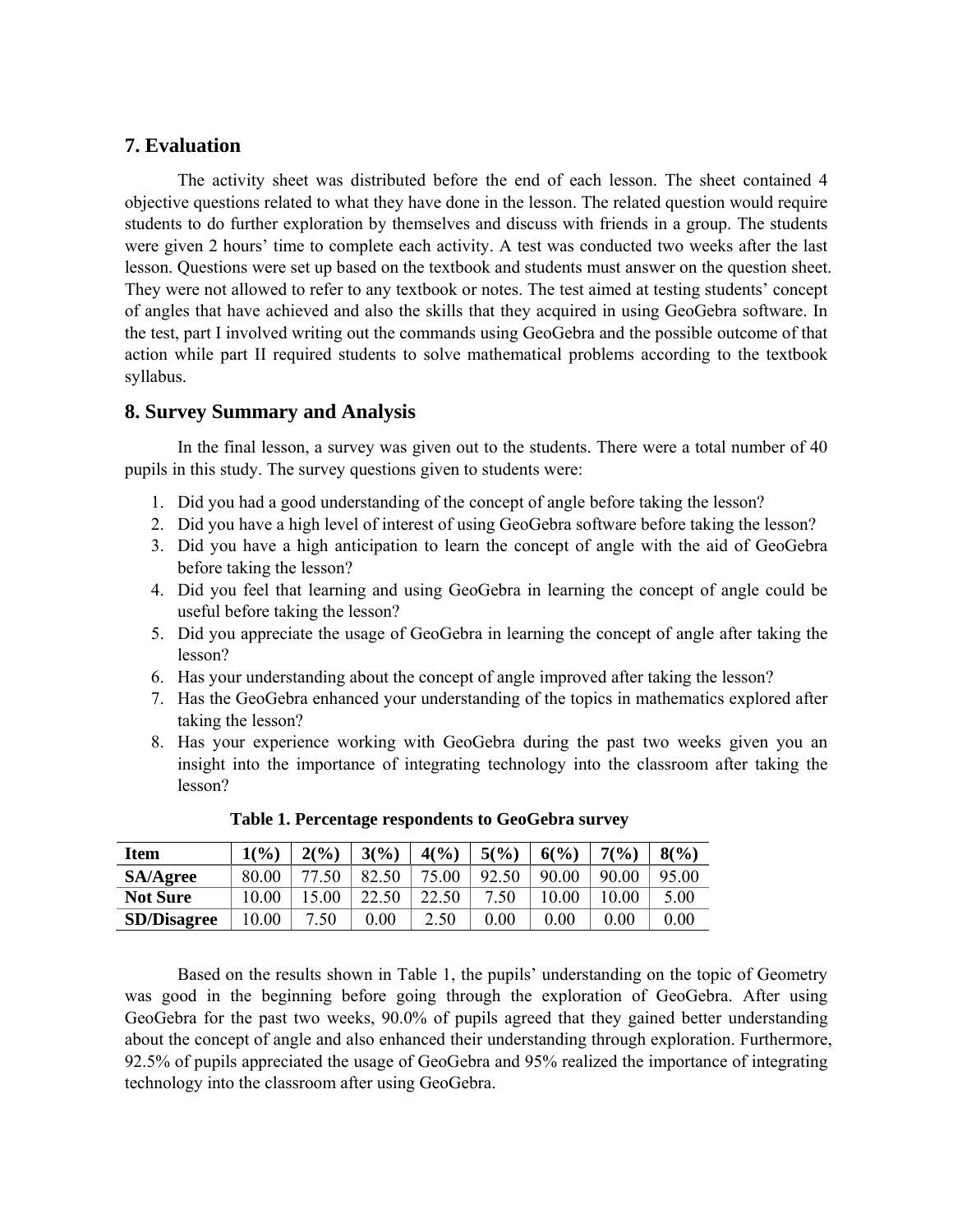## 7. Evaluation

The activity sheet was distributed before the end of each lesson. The sheet contained 4 objective questions related to what they have done in the lesson. The related question would require students to do further exploration by themselves and discuss with friends in a group. The students were given 2 hours' time to complete each activity. A test was conducted two weeks after the last lesson. Questions were set up based on the textbook and students must answer on the question sheet. They were not allowed to refer to any textbook or notes. The test aimed at testing students' concept of angles that have achieved and also the skills that they acquired in using GeoGebra software. In the test, part I involved writing out the commands using GeoGebra and the possible outcome of that action while part II required students to solve mathematical problems according to the textbook syllabus.

## 8. Survey Summary and Analysis

In the final lesson, a survey was given out to the students. There were a total number of 40 pupils in this study. The survey questions given to students were:

1. Did you had a good understanding of the concept of angle before taking the lesson?
2. Did you have a high level of interest of using GeoGebra software before taking the lesson?
3. Did you have a high anticipation to learn the concept of angle with the aid of GeoGebra before taking the lesson?
4. Did you feel that learning and using GeoGebra in learning the concept of angle could be useful before taking the lesson?
5. Did you appreciate the usage of GeoGebra in learning the concept of angle after taking the lesson?
6. Has your understanding about the concept of angle improved after taking the lesson?
7. Has the GeoGebra enhanced your understanding of the topics in mathematics explored after taking the lesson?
8. Has your experience working with GeoGebra during the past two weeks given you an insight into the importance of integrating technology into the classroom after taking the lesson?

**Table 1. Percentage respondents to GeoGebra survey**

| Item | 1(%) | 2(%) | 3(%) | 4(%) | 5(%) | 6(%) | 7(%) | 8(%) |
|---|---|---|---|---|---|---|---|---|
| **SA/Agree** | 80.00 | 77.50 | 82.50 | 75.00 | 92.50 | 90.00 | 90.00 | 95.00 |
| **Not Sure** | 10.00 | 15.00 | 22.50 | 22.50 | 7.50 | 10.00 | 10.00 | 5.00 |
| **SD/Disagree** | 10.00 | 7.50 | 0.00 | 2.50 | 0.00 | 0.00 | 0.00 | 0.00 |

Based on the results shown in Table 1, the pupils' understanding on the topic of Geometry was good in the beginning before going through the exploration of GeoGebra. After using GeoGebra for the past two weeks, 90.0% of pupils agreed that they gained better understanding about the concept of angle and also enhanced their understanding through exploration. Furthermore, 92.5% of pupils appreciated the usage of GeoGebra and 95% realized the importance of integrating technology into the classroom after using GeoGebra.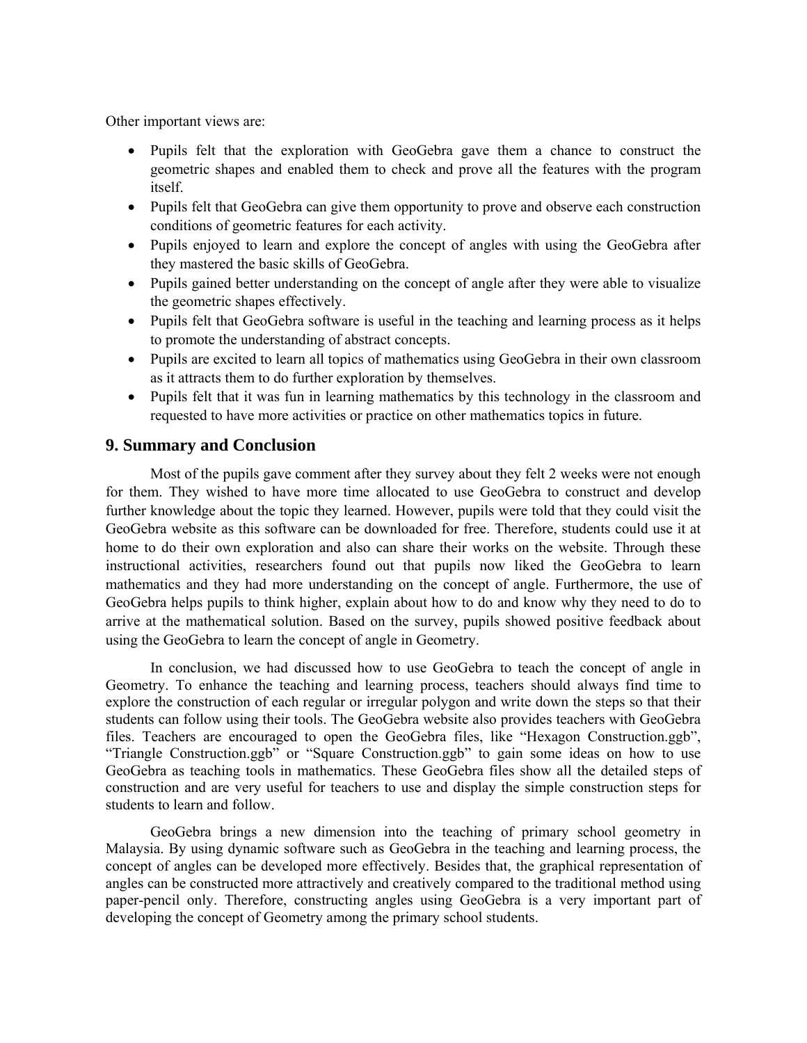Other important views are:

- Pupils felt that the exploration with GeoGebra gave them a chance to construct the geometric shapes and enabled them to check and prove all the features with the program itself.
- Pupils felt that GeoGebra can give them opportunity to prove and observe each construction conditions of geometric features for each activity.
- Pupils enjoyed to learn and explore the concept of angles with using the GeoGebra after they mastered the basic skills of GeoGebra.
- Pupils gained better understanding on the concept of angle after they were able to visualize the geometric shapes effectively.
- Pupils felt that GeoGebra software is useful in the teaching and learning process as it helps to promote the understanding of abstract concepts.
- Pupils are excited to learn all topics of mathematics using GeoGebra in their own classroom as it attracts them to do further exploration by themselves.
- Pupils felt that it was fun in learning mathematics by this technology in the classroom and requested to have more activities or practice on other mathematics topics in future.

## 9. Summary and Conclusion

Most of the pupils gave comment after they survey about they felt 2 weeks were not enough for them. They wished to have more time allocated to use GeoGebra to construct and develop further knowledge about the topic they learned. However, pupils were told that they could visit the GeoGebra website as this software can be downloaded for free. Therefore, students could use it at home to do their own exploration and also can share their works on the website. Through these instructional activities, researchers found out that pupils now liked the GeoGebra to learn mathematics and they had more understanding on the concept of angle. Furthermore, the use of GeoGebra helps pupils to think higher, explain about how to do and know why they need to do to arrive at the mathematical solution. Based on the survey, pupils showed positive feedback about using the GeoGebra to learn the concept of angle in Geometry.

In conclusion, we had discussed how to use GeoGebra to teach the concept of angle in Geometry. To enhance the teaching and learning process, teachers should always find time to explore the construction of each regular or irregular polygon and write down the steps so that their students can follow using their tools. The GeoGebra website also provides teachers with GeoGebra files. Teachers are encouraged to open the GeoGebra files, like "Hexagon Construction.ggb", "Triangle Construction.ggb" or "Square Construction.ggb" to gain some ideas on how to use GeoGebra as teaching tools in mathematics. These GeoGebra files show all the detailed steps of construction and are very useful for teachers to use and display the simple construction steps for students to learn and follow.

GeoGebra brings a new dimension into the teaching of primary school geometry in Malaysia. By using dynamic software such as GeoGebra in the teaching and learning process, the concept of angles can be developed more effectively. Besides that, the graphical representation of angles can be constructed more attractively and creatively compared to the traditional method using paper-pencil only. Therefore, constructing angles using GeoGebra is a very important part of developing the concept of Geometry among the primary school students.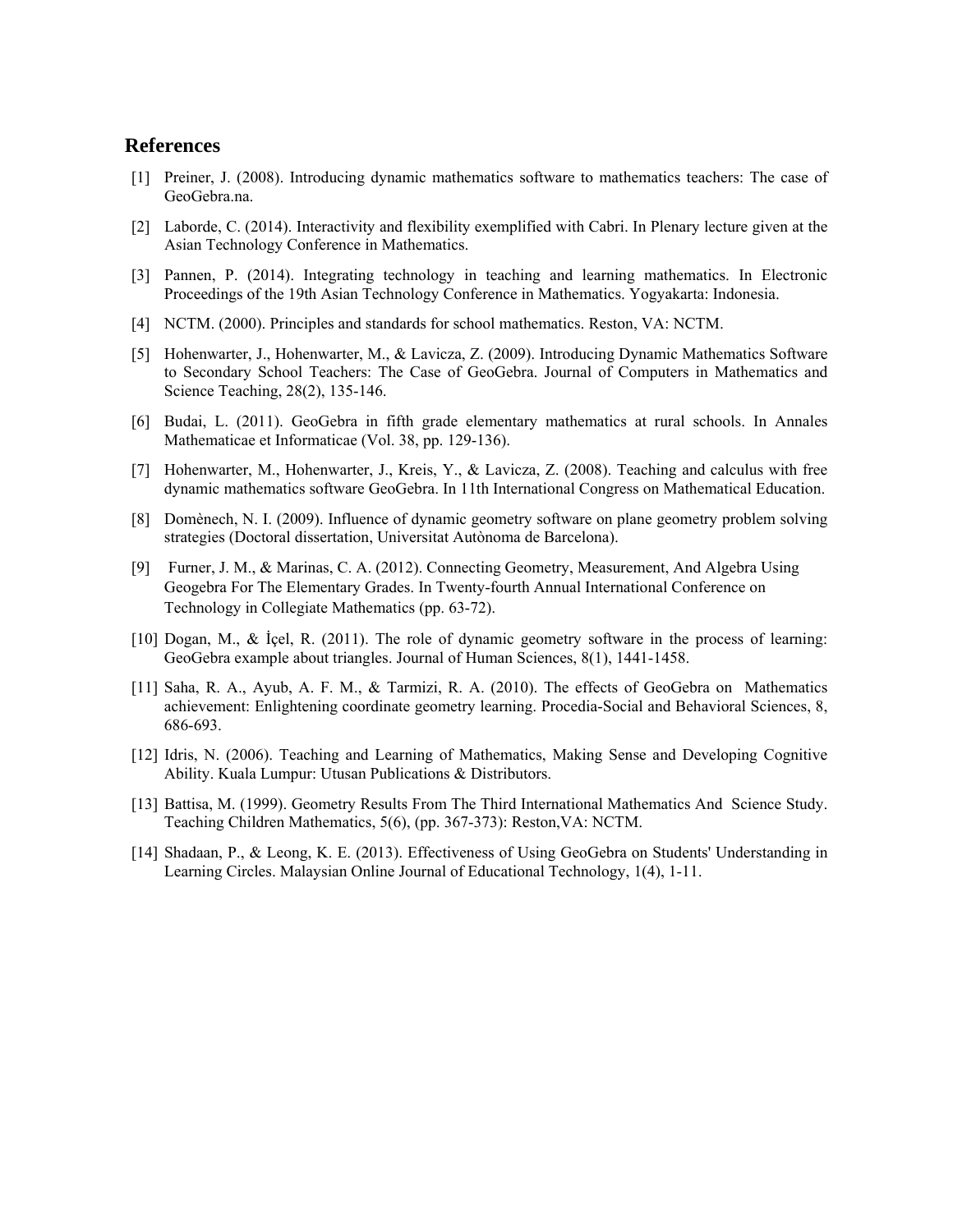## References

[1] Preiner, J. (2008). Introducing dynamic mathematics software to mathematics teachers: The case of GeoGebra.na.

[2] Laborde, C. (2014). Interactivity and flexibility exemplified with Cabri. In Plenary lecture given at the Asian Technology Conference in Mathematics.

[3] Pannen, P. (2014). Integrating technology in teaching and learning mathematics. In Electronic Proceedings of the 19th Asian Technology Conference in Mathematics. Yogyakarta: Indonesia.

[4] NCTM. (2000). Principles and standards for school mathematics. Reston, VA: NCTM.

[5] Hohenwarter, J., Hohenwarter, M., & Lavicza, Z. (2009). Introducing Dynamic Mathematics Software to Secondary School Teachers: The Case of GeoGebra. Journal of Computers in Mathematics and Science Teaching, 28(2), 135-146.

[6] Budai, L. (2011). GeoGebra in fifth grade elementary mathematics at rural schools. In Annales Mathematicae et Informaticae (Vol. 38, pp. 129-136).

[7] Hohenwarter, M., Hohenwarter, J., Kreis, Y., & Lavicza, Z. (2008). Teaching and calculus with free dynamic mathematics software GeoGebra. In 11th International Congress on Mathematical Education.

[8] Domènech, N. I. (2009). Influence of dynamic geometry software on plane geometry problem solving strategies (Doctoral dissertation, Universitat Autònoma de Barcelona).

[9] Furner, J. M., & Marinas, C. A. (2012). Connecting Geometry, Measurement, And Algebra Using Geogebra For The Elementary Grades. In Twenty-fourth Annual International Conference on Technology in Collegiate Mathematics (pp. 63-72).

[10] Dogan, M., & İçel, R. (2011). The role of dynamic geometry software in the process of learning: GeoGebra example about triangles. Journal of Human Sciences, 8(1), 1441-1458.

[11] Saha, R. A., Ayub, A. F. M., & Tarmizi, R. A. (2010). The effects of GeoGebra on Mathematics achievement: Enlightening coordinate geometry learning. Procedia-Social and Behavioral Sciences, 8, 686-693.

[12] Idris, N. (2006). Teaching and Learning of Mathematics, Making Sense and Developing Cognitive Ability. Kuala Lumpur: Utusan Publications & Distributors.

[13] Battisa, M. (1999). Geometry Results From The Third International Mathematics And Science Study. Teaching Children Mathematics, 5(6), (pp. 367-373): Reston,VA: NCTM.

[14] Shadaan, P., & Leong, K. E. (2013). Effectiveness of Using GeoGebra on Students' Understanding in Learning Circles. Malaysian Online Journal of Educational Technology, 1(4), 1-11.